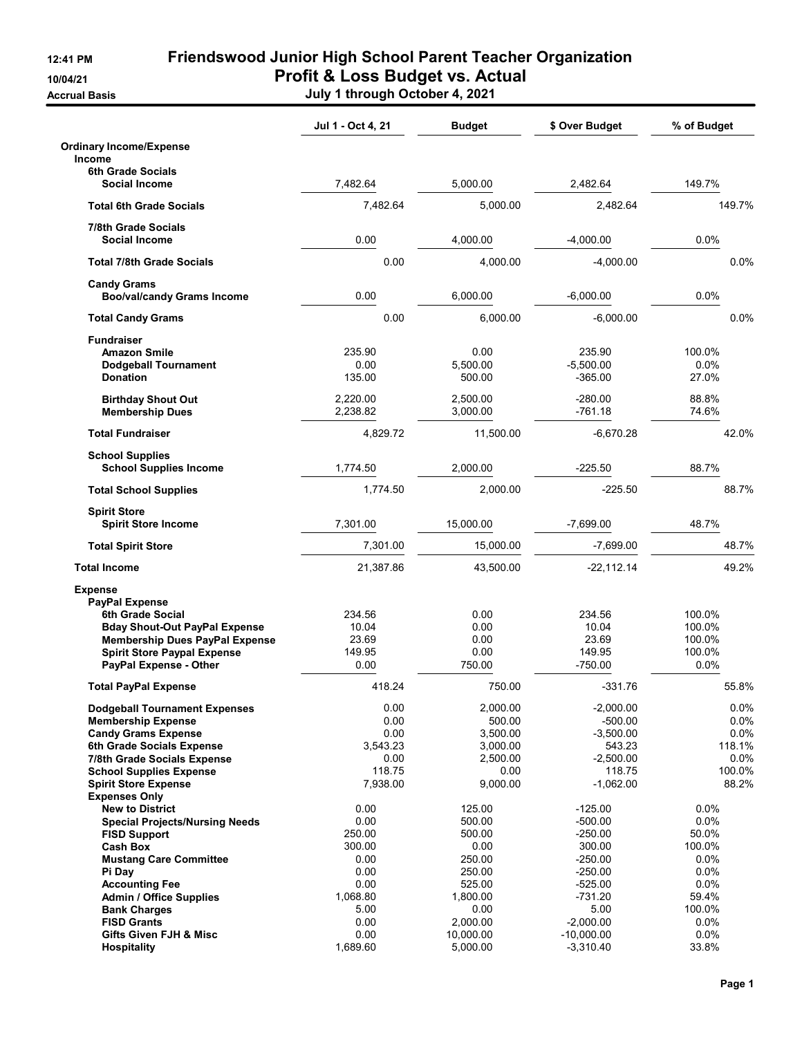# Friendswood Junior High School Parent Teacher Organization

## Profit & Loss Budget vs. Actual

12:41 PM
10/04/21
Accrual Basis

**July 1 through October 4, 2021**

| | Jul 1 - Oct 4, 21 | Budget | $ Over Budget | % of Budget |
|---|---|---|---|---|
| **Ordinary Income/Expense** | | | | |
| **Income** | | | | |
| **6th Grade Socials** | | | | |
| **Social Income** | 7,482.64 | 5,000.00 | 2,482.64 | 149.7% |
| **Total 6th Grade Socials** | 7,482.64 | 5,000.00 | 2,482.64 | 149.7% |
| **7/8th Grade Socials** | | | | |
| **Social Income** | 0.00 | 4,000.00 | -4,000.00 | 0.0% |
| **Total 7/8th Grade Socials** | 0.00 | 4,000.00 | -4,000.00 | 0.0% |
| **Candy Grams** | | | | |
| **Boo/val/candy Grams Income** | 0.00 | 6,000.00 | -6,000.00 | 0.0% |
| **Total Candy Grams** | 0.00 | 6,000.00 | -6,000.00 | 0.0% |
| **Fundraiser** | | | | |
| **Amazon Smile** | 235.90 | 0.00 | 235.90 | 100.0% |
| **Dodgeball Tournament** | 0.00 | 5,500.00 | -5,500.00 | 0.0% |
| **Donation** | 135.00 | 500.00 | -365.00 | 27.0% |
| **Birthday Shout Out** | 2,220.00 | 2,500.00 | -280.00 | 88.8% |
| **Membership Dues** | 2,238.82 | 3,000.00 | -761.18 | 74.6% |
| **Total Fundraiser** | 4,829.72 | 11,500.00 | -6,670.28 | 42.0% |
| **School Supplies** | | | | |
| **School Supplies Income** | 1,774.50 | 2,000.00 | -225.50 | 88.7% |
| **Total School Supplies** | 1,774.50 | 2,000.00 | -225.50 | 88.7% |
| **Spirit Store** | | | | |
| **Spirit Store Income** | 7,301.00 | 15,000.00 | -7,699.00 | 48.7% |
| **Total Spirit Store** | 7,301.00 | 15,000.00 | -7,699.00 | 48.7% |
| **Total Income** | 21,387.86 | 43,500.00 | -22,112.14 | 49.2% |
| **Expense** | | | | |
| **PayPal Expense** | | | | |
| **6th Grade Social** | 234.56 | 0.00 | 234.56 | 100.0% |
| **Bday Shout-Out PayPal Expense** | 10.04 | 0.00 | 10.04 | 100.0% |
| **Membership Dues PayPal Expense** | 23.69 | 0.00 | 23.69 | 100.0% |
| **Spirit Store Paypal Expense** | 149.95 | 0.00 | 149.95 | 100.0% |
| **PayPal Expense - Other** | 0.00 | 750.00 | -750.00 | 0.0% |
| **Total PayPal Expense** | 418.24 | 750.00 | -331.76 | 55.8% |
| **Dodgeball Tournament Expenses** | 0.00 | 2,000.00 | -2,000.00 | 0.0% |
| **Membership Expense** | 0.00 | 500.00 | -500.00 | 0.0% |
| **Candy Grams Expense** | 0.00 | 3,500.00 | -3,500.00 | 0.0% |
| **6th Grade Socials Expense** | 3,543.23 | 3,000.00 | 543.23 | 118.1% |
| **7/8th Grade Socials Expense** | 0.00 | 2,500.00 | -2,500.00 | 0.0% |
| **School Supplies Expense** | 118.75 | 0.00 | 118.75 | 100.0% |
| **Spirit Store Expense** | 7,938.00 | 9,000.00 | -1,062.00 | 88.2% |
| **Expenses Only** | | | | |
| **New to District** | 0.00 | 125.00 | -125.00 | 0.0% |
| **Special Projects/Nursing Needs** | 0.00 | 500.00 | -500.00 | 0.0% |
| **FISD Support** | 250.00 | 500.00 | -250.00 | 50.0% |
| **Cash Box** | 300.00 | 0.00 | 300.00 | 100.0% |
| **Mustang Care Committee** | 0.00 | 250.00 | -250.00 | 0.0% |
| **Pi Day** | 0.00 | 250.00 | -250.00 | 0.0% |
| **Accounting Fee** | 0.00 | 525.00 | -525.00 | 0.0% |
| **Admin / Office Supplies** | 1,068.80 | 1,800.00 | -731.20 | 59.4% |
| **Bank Charges** | 5.00 | 0.00 | 5.00 | 100.0% |
| **FISD Grants** | 0.00 | 2,000.00 | -2,000.00 | 0.0% |
| **Gifts Given FJH & Misc** | 0.00 | 10,000.00 | -10,000.00 | 0.0% |
| **Hospitality** | 1,689.60 | 5,000.00 | -3,310.40 | 33.8% |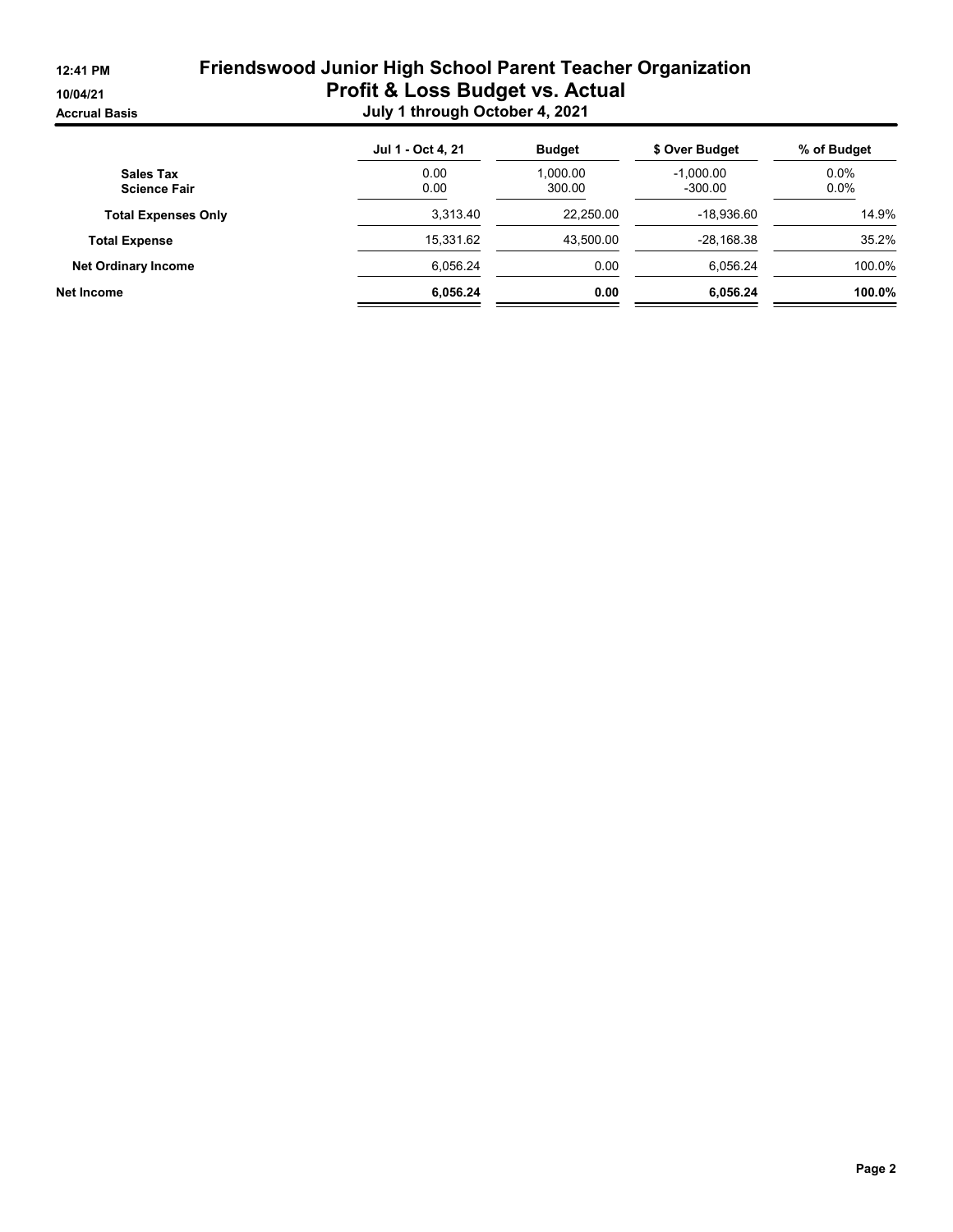# Friendswood Junior High School Parent Teacher Organization
## Profit & Loss Budget vs. Actual
### July 1 through October 4, 2021

12:41 PM
10/04/21
Accrual Basis

| | Jul 1 - Oct 4, 21 | Budget | $ Over Budget | % of Budget |
|---|---|---|---|---|
| Sales Tax | 0.00 | 1,000.00 | -1,000.00 | 0.0% |
| Science Fair | 0.00 | 300.00 | -300.00 | 0.0% |
| **Total Expenses Only** | 3,313.40 | 22,250.00 | -18,936.60 | 14.9% |
| **Total Expense** | 15,331.62 | 43,500.00 | -28,168.38 | 35.2% |
| **Net Ordinary Income** | 6,056.24 | 0.00 | 6,056.24 | 100.0% |
| **Net Income** | **6,056.24** | **0.00** | **6,056.24** | **100.0%** |